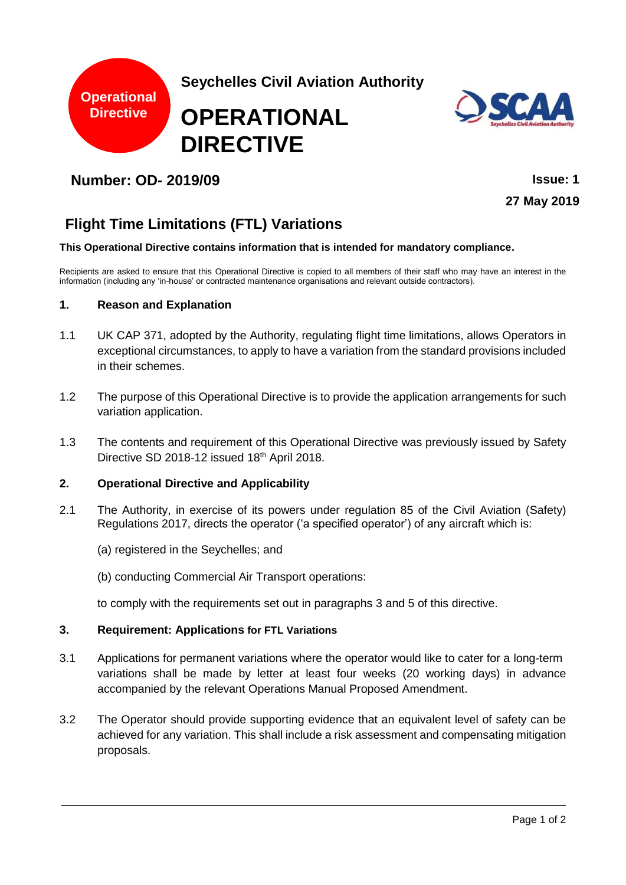Operational Directive

Seychelles Civil Aviation Authority

# OPERATIONAL DIRECTIVE

## Number: OD- 2019/09

**Issue: 1**

**27 May 2019**

## Flight Time Limitations (FTL) Variations

**This Operational Directive contains information that is intended for mandatory compliance.**

Recipients are asked to ensure that this Operational Directive is copied to all members of their staff who may have an interest in the information (including any 'in-house' or contracted maintenance organisations and relevant outside contractors).

### 1. Reason and Explanation

1.1 UK CAP 371, adopted by the Authority, regulating flight time limitations, allows Operators in exceptional circumstances, to apply to have a variation from the standard provisions included in their schemes.

1.2 The purpose of this Operational Directive is to provide the application arrangements for such variation application.

1.3 The contents and requirement of this Operational Directive was previously issued by Safety Directive SD 2018-12 issued 18th April 2018.

### 2. Operational Directive and Applicability

2.1 The Authority, in exercise of its powers under regulation 85 of the Civil Aviation (Safety) Regulations 2017, directs the operator ('a specified operator') of any aircraft which is:

(a) registered in the Seychelles; and

(b) conducting Commercial Air Transport operations:

to comply with the requirements set out in paragraphs 3 and 5 of this directive.

### 3. Requirement: Applications for FTL Variations

3.1 Applications for permanent variations where the operator would like to cater for a long-term variations shall be made by letter at least four weeks (20 working days) in advance accompanied by the relevant Operations Manual Proposed Amendment.

3.2 The Operator should provide supporting evidence that an equivalent level of safety can be achieved for any variation. This shall include a risk assessment and compensating mitigation proposals.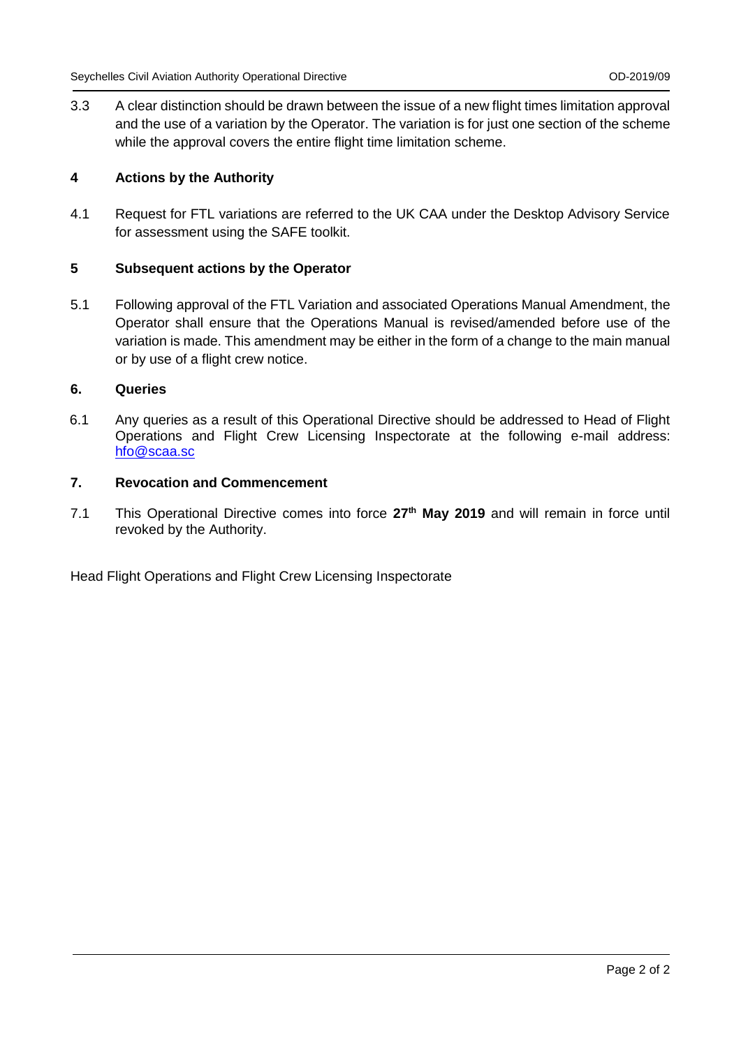3.3 A clear distinction should be drawn between the issue of a new flight times limitation approval and the use of a variation by the Operator. The variation is for just one section of the scheme while the approval covers the entire flight time limitation scheme.

## 4 Actions by the Authority

4.1 Request for FTL variations are referred to the UK CAA under the Desktop Advisory Service for assessment using the SAFE toolkit.

## 5 Subsequent actions by the Operator

5.1 Following approval of the FTL Variation and associated Operations Manual Amendment, the Operator shall ensure that the Operations Manual is revised/amended before use of the variation is made. This amendment may be either in the form of a change to the main manual or by use of a flight crew notice.

## 6. Queries

6.1 Any queries as a result of this Operational Directive should be addressed to Head of Flight Operations and Flight Crew Licensing Inspectorate at the following e-mail address: hfo@scaa.sc

## 7. Revocation and Commencement

7.1 This Operational Directive comes into force **27th May 2019** and will remain in force until revoked by the Authority.

Head Flight Operations and Flight Crew Licensing Inspectorate